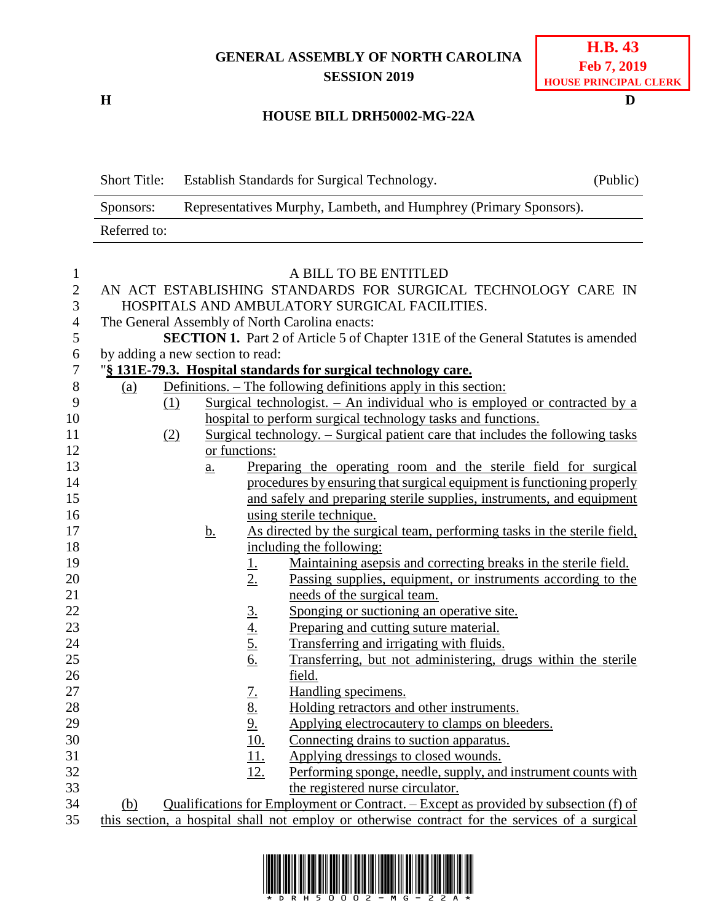**GENERAL ASSEMBLY OF NORTH CAROLINA**
**SESSION 2019**

**H.B. 43**
**Feb 7, 2019**
**HOUSE PRINCIPAL CLERK**

**H** **D**

**HOUSE BILL DRH50002-MG-22A**

| Short Title: | Establish Standards for Surgical Technology. | (Public) |
|---|---|---|
| Sponsors: | Representatives Murphy, Lambeth, and Humphrey (Primary Sponsors). | |
| Referred to: | | |

A BILL TO BE ENTITLED

AN ACT ESTABLISHING STANDARDS FOR SURGICAL TECHNOLOGY CARE IN HOSPITALS AND AMBULATORY SURGICAL FACILITIES.

The General Assembly of North Carolina enacts:

**SECTION 1.** Part 2 of Article 5 of Chapter 131E of the General Statutes is amended by adding a new section to read:

"**§ 131E-79.3. Hospital standards for surgical technology care.**

(a) Definitions. – The following definitions apply in this section:

(1) Surgical technologist. – An individual who is employed or contracted by a hospital to perform surgical technology tasks and functions.

(2) Surgical technology. – Surgical patient care that includes the following tasks or functions:

a. Preparing the operating room and the sterile field for surgical procedures by ensuring that surgical equipment is functioning properly and safely and preparing sterile supplies, instruments, and equipment using sterile technique.

b. As directed by the surgical team, performing tasks in the sterile field, including the following:

1. Maintaining asepsis and correcting breaks in the sterile field.
2. Passing supplies, equipment, or instruments according to the needs of the surgical team.
3. Sponging or suctioning an operative site.
4. Preparing and cutting suture material.
5. Transferring and irrigating with fluids.
6. Transferring, but not administering, drugs within the sterile field.
7. Handling specimens.
8. Holding retractors and other instruments.
9. Applying electrocautery to clamps on bleeders.
10. Connecting drains to suction apparatus.
11. Applying dressings to closed wounds.
12. Performing sponge, needle, supply, and instrument counts with the registered nurse circulator.

(b) Qualifications for Employment or Contract. – Except as provided by subsection (f) of this section, a hospital shall not employ or otherwise contract for the services of a surgical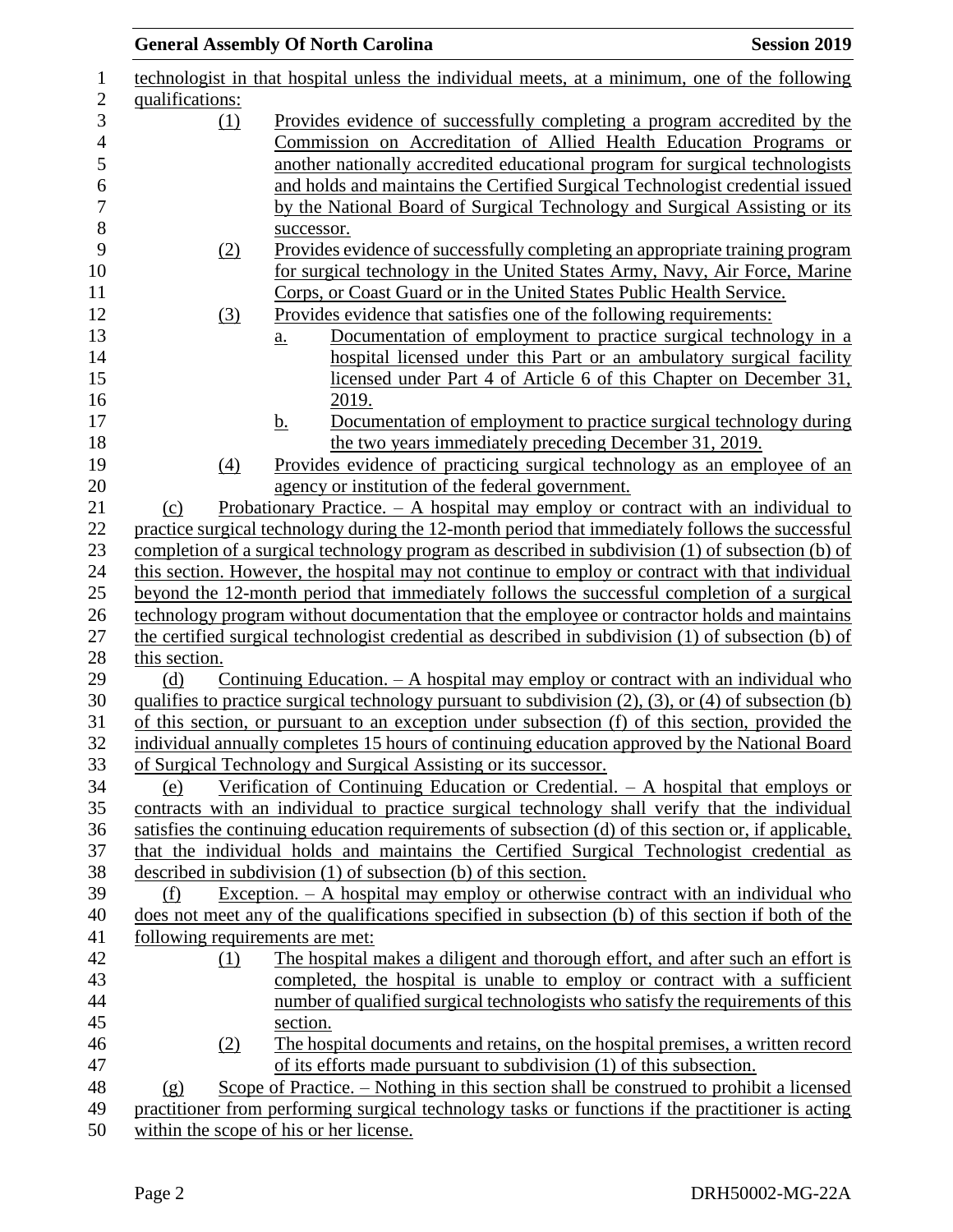technologist in that hospital unless the individual meets, at a minimum, one of the following qualifications:

(1) Provides evidence of successfully completing a program accredited by the Commission on Accreditation of Allied Health Education Programs or another nationally accredited educational program for surgical technologists and holds and maintains the Certified Surgical Technologist credential issued by the National Board of Surgical Technology and Surgical Assisting or its successor.

(2) Provides evidence of successfully completing an appropriate training program for surgical technology in the United States Army, Navy, Air Force, Marine Corps, or Coast Guard or in the United States Public Health Service.

(3) Provides evidence that satisfies one of the following requirements:

a. Documentation of employment to practice surgical technology in a hospital licensed under this Part or an ambulatory surgical facility licensed under Part 4 of Article 6 of this Chapter on December 31, 2019.

b. Documentation of employment to practice surgical technology during the two years immediately preceding December 31, 2019.

(4) Provides evidence of practicing surgical technology as an employee of an agency or institution of the federal government.

(c) Probationary Practice. – A hospital may employ or contract with an individual to practice surgical technology during the 12-month period that immediately follows the successful completion of a surgical technology program as described in subdivision (1) of subsection (b) of this section. However, the hospital may not continue to employ or contract with that individual beyond the 12-month period that immediately follows the successful completion of a surgical technology program without documentation that the employee or contractor holds and maintains the certified surgical technologist credential as described in subdivision (1) of subsection (b) of this section.

(d) Continuing Education. – A hospital may employ or contract with an individual who qualifies to practice surgical technology pursuant to subdivision (2), (3), or (4) of subsection (b) of this section, or pursuant to an exception under subsection (f) of this section, provided the individual annually completes 15 hours of continuing education approved by the National Board of Surgical Technology and Surgical Assisting or its successor.

(e) Verification of Continuing Education or Credential. – A hospital that employs or contracts with an individual to practice surgical technology shall verify that the individual satisfies the continuing education requirements of subsection (d) of this section or, if applicable, that the individual holds and maintains the Certified Surgical Technologist credential as described in subdivision (1) of subsection (b) of this section.

(f) Exception. – A hospital may employ or otherwise contract with an individual who does not meet any of the qualifications specified in subsection (b) of this section if both of the following requirements are met:

(1) The hospital makes a diligent and thorough effort, and after such an effort is completed, the hospital is unable to employ or contract with a sufficient number of qualified surgical technologists who satisfy the requirements of this section.

(2) The hospital documents and retains, on the hospital premises, a written record of its efforts made pursuant to subdivision (1) of this subsection.

(g) Scope of Practice. – Nothing in this section shall be construed to prohibit a licensed practitioner from performing surgical technology tasks or functions if the practitioner is acting within the scope of his or her license.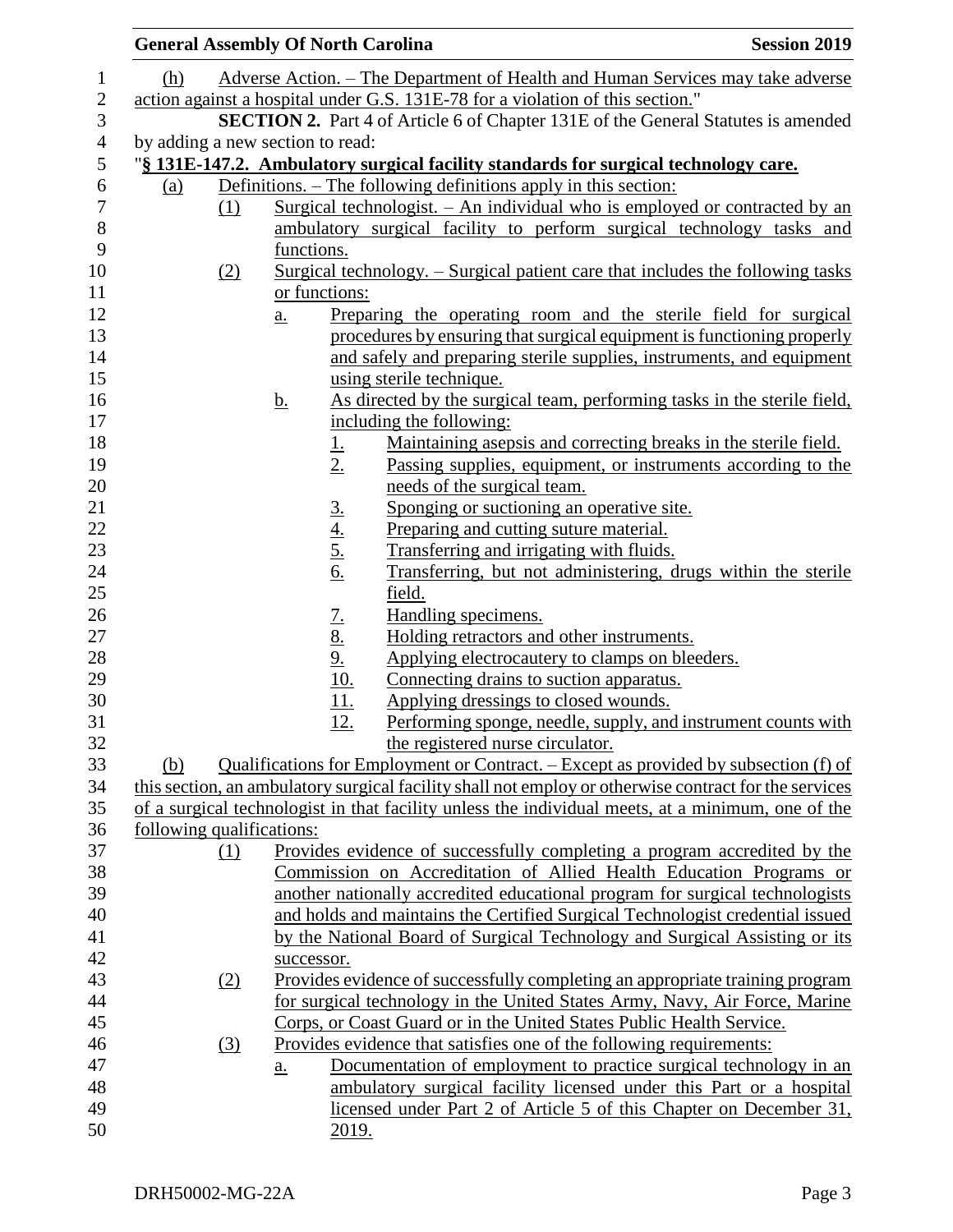(h) Adverse Action. – The Department of Health and Human Services may take adverse action against a hospital under G.S. 131E-78 for a violation of this section."

**SECTION 2.** Part 4 of Article 6 of Chapter 131E of the General Statutes is amended by adding a new section to read:

"**§ 131E-147.2. Ambulatory surgical facility standards for surgical technology care.**

(a) Definitions. – The following definitions apply in this section:

(1) Surgical technologist. – An individual who is employed or contracted by an ambulatory surgical facility to perform surgical technology tasks and functions.

(2) Surgical technology. – Surgical patient care that includes the following tasks or functions:

a. Preparing the operating room and the sterile field for surgical procedures by ensuring that surgical equipment is functioning properly and safely and preparing sterile supplies, instruments, and equipment using sterile technique.

b. As directed by the surgical team, performing tasks in the sterile field, including the following:

1. Maintaining asepsis and correcting breaks in the sterile field.
2. Passing supplies, equipment, or instruments according to the needs of the surgical team.
3. Sponging or suctioning an operative site.
4. Preparing and cutting suture material.
5. Transferring and irrigating with fluids.
6. Transferring, but not administering, drugs within the sterile field.
7. Handling specimens.
8. Holding retractors and other instruments.
9. Applying electrocautery to clamps on bleeders.
10. Connecting drains to suction apparatus.
11. Applying dressings to closed wounds.
12. Performing sponge, needle, supply, and instrument counts with the registered nurse circulator.

(b) Qualifications for Employment or Contract. – Except as provided by subsection (f) of this section, an ambulatory surgical facility shall not employ or otherwise contract for the services of a surgical technologist in that facility unless the individual meets, at a minimum, one of the following qualifications:

(1) Provides evidence of successfully completing a program accredited by the Commission on Accreditation of Allied Health Education Programs or another nationally accredited educational program for surgical technologists and holds and maintains the Certified Surgical Technologist credential issued by the National Board of Surgical Technology and Surgical Assisting or its successor.

(2) Provides evidence of successfully completing an appropriate training program for surgical technology in the United States Army, Navy, Air Force, Marine Corps, or Coast Guard or in the United States Public Health Service.

(3) Provides evidence that satisfies one of the following requirements:

a. Documentation of employment to practice surgical technology in an ambulatory surgical facility licensed under this Part or a hospital licensed under Part 2 of Article 5 of this Chapter on December 31, 2019.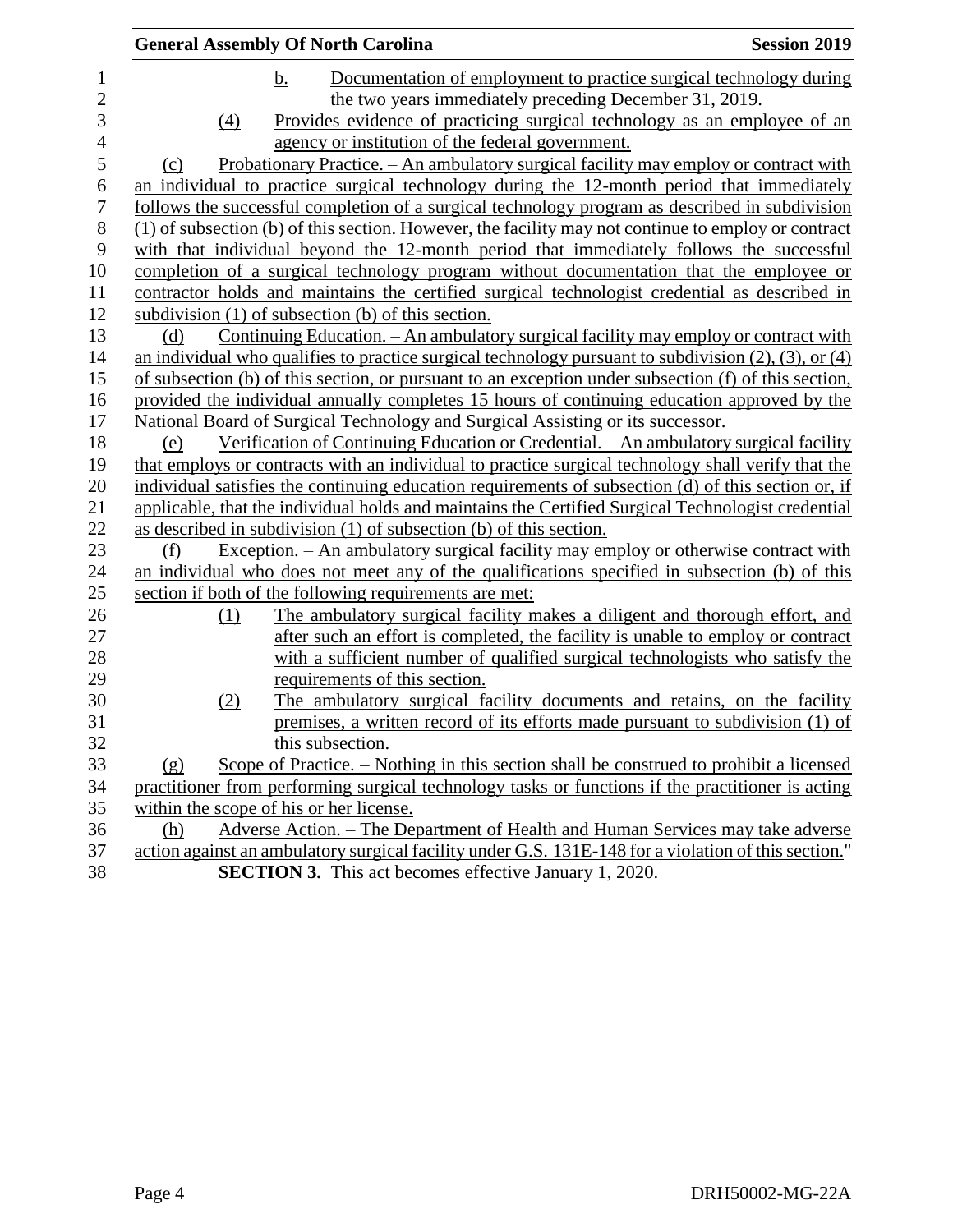b. Documentation of employment to practice surgical technology during the two years immediately preceding December 31, 2019.

(4) Provides evidence of practicing surgical technology as an employee of an agency or institution of the federal government.

(c) Probationary Practice. – An ambulatory surgical facility may employ or contract with an individual to practice surgical technology during the 12-month period that immediately follows the successful completion of a surgical technology program as described in subdivision (1) of subsection (b) of this section. However, the facility may not continue to employ or contract with that individual beyond the 12-month period that immediately follows the successful completion of a surgical technology program without documentation that the employee or contractor holds and maintains the certified surgical technologist credential as described in subdivision (1) of subsection (b) of this section.

(d) Continuing Education. – An ambulatory surgical facility may employ or contract with an individual who qualifies to practice surgical technology pursuant to subdivision (2), (3), or (4) of subsection (b) of this section, or pursuant to an exception under subsection (f) of this section, provided the individual annually completes 15 hours of continuing education approved by the National Board of Surgical Technology and Surgical Assisting or its successor.

(e) Verification of Continuing Education or Credential. – An ambulatory surgical facility that employs or contracts with an individual to practice surgical technology shall verify that the individual satisfies the continuing education requirements of subsection (d) of this section or, if applicable, that the individual holds and maintains the Certified Surgical Technologist credential as described in subdivision (1) of subsection (b) of this section.

(f) Exception. – An ambulatory surgical facility may employ or otherwise contract with an individual who does not meet any of the qualifications specified in subsection (b) of this section if both of the following requirements are met:

(1) The ambulatory surgical facility makes a diligent and thorough effort, and after such an effort is completed, the facility is unable to employ or contract with a sufficient number of qualified surgical technologists who satisfy the requirements of this section.

(2) The ambulatory surgical facility documents and retains, on the facility premises, a written record of its efforts made pursuant to subdivision (1) of this subsection.

(g) Scope of Practice. – Nothing in this section shall be construed to prohibit a licensed practitioner from performing surgical technology tasks or functions if the practitioner is acting within the scope of his or her license.

(h) Adverse Action. – The Department of Health and Human Services may take adverse action against an ambulatory surgical facility under G.S. 131E-148 for a violation of this section."

**SECTION 3.** This act becomes effective January 1, 2020.